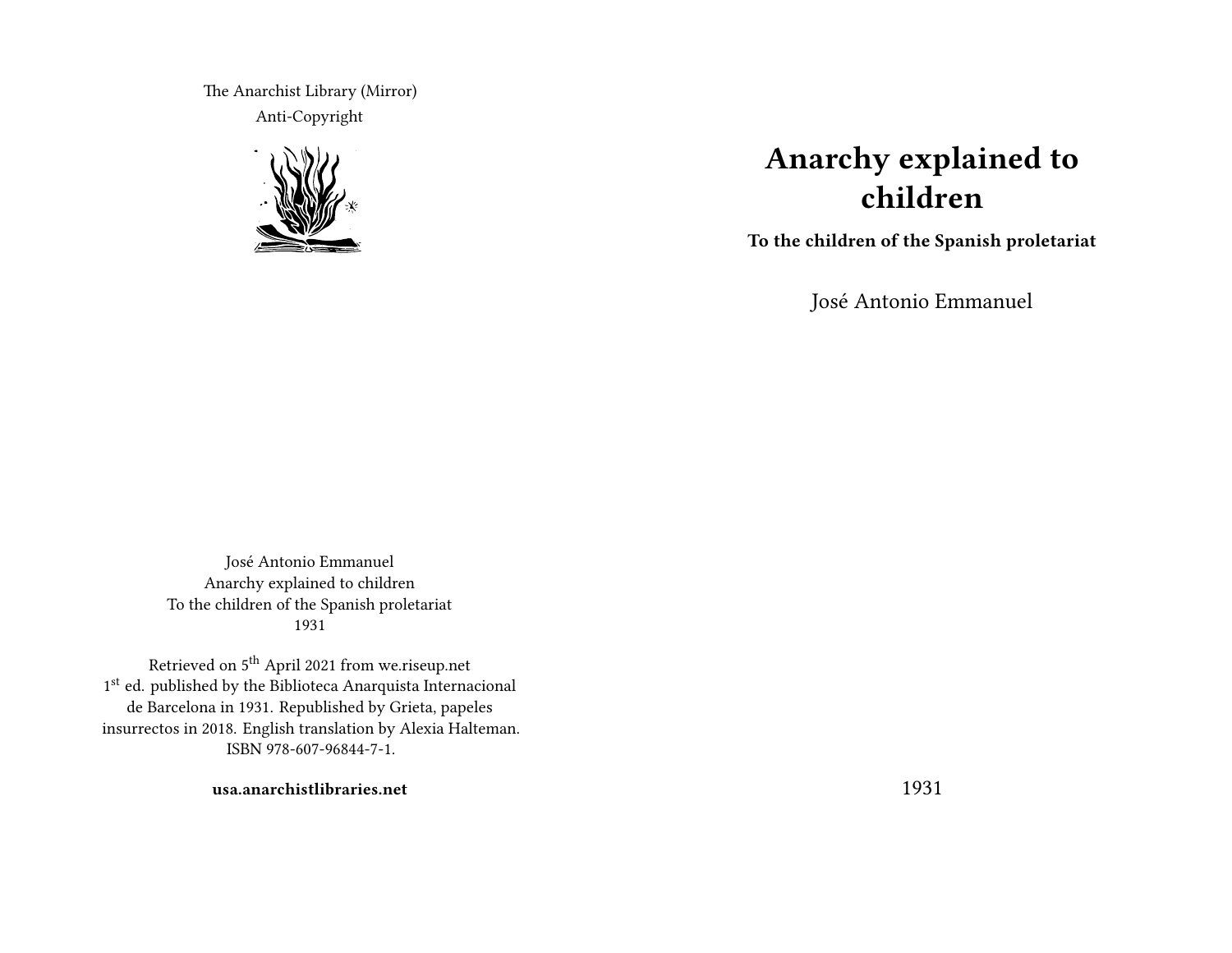The Anarchist Library (Mirror)
Anti-Copyright

# Anarchy explained to children

**To the children of the Spanish proletariat**

José Antonio Emmanuel

1931

José Antonio Emmanuel
Anarchy explained to children
To the children of the Spanish proletariat
1931

Retrieved on 5th April 2021 from we.riseup.net
1st ed. published by the Biblioteca Anarquista Internacional de Barcelona in 1931. Republished by Grieta, papeles insurrectos in 2018. English translation by Alexia Halteman.
ISBN 978-607-96844-7-1.

**usa.anarchistlibraries.net**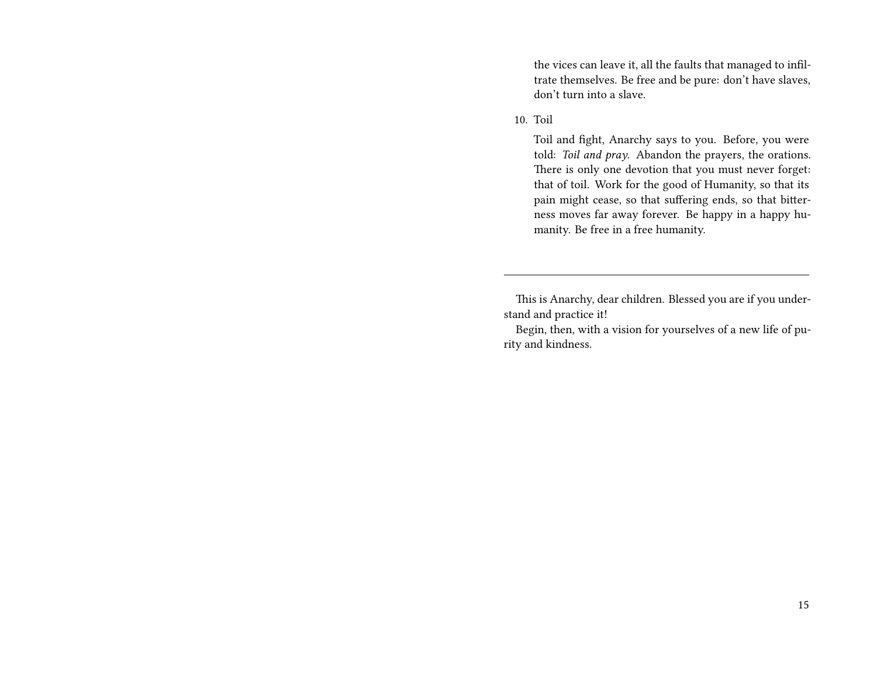the vices can leave it, all the faults that managed to infiltrate themselves. Be free and be pure: don't have slaves, don't turn into a slave.

10. Toil

    Toil and fight, Anarchy says to you. Before, you were told: *Toil and pray*. Abandon the prayers, the orations. There is only one devotion that you must never forget: that of toil. Work for the good of Humanity, so that its pain might cease, so that suffering ends, so that bitterness moves far away forever. Be happy in a happy humanity. Be free in a free humanity.

---

This is Anarchy, dear children. Blessed you are if you understand and practice it!

Begin, then, with a vision for yourselves of a new life of purity and kindness.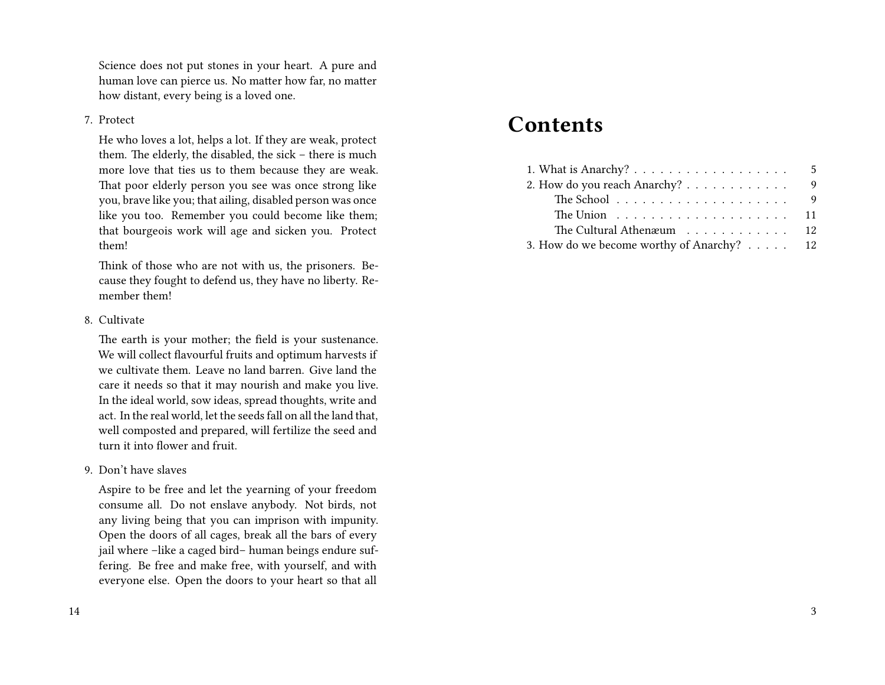Science does not put stones in your heart. A pure and human love can pierce us. No matter how far, no matter how distant, every being is a loved one.

7. Protect

   He who loves a lot, helps a lot. If they are weak, protect them. The elderly, the disabled, the sick – there is much more love that ties us to them because they are weak. That poor elderly person you see was once strong like you, brave like you; that ailing, disabled person was once like you too. Remember you could become like them; that bourgeois work will age and sicken you. Protect them!

   Think of those who are not with us, the prisoners. Because they fought to defend us, they have no liberty. Remember them!

8. Cultivate

   The earth is your mother; the field is your sustenance. We will collect flavourful fruits and optimum harvests if we cultivate them. Leave no land barren. Give land the care it needs so that it may nourish and make you live. In the ideal world, sow ideas, spread thoughts, write and act. In the real world, let the seeds fall on all the land that, well composted and prepared, will fertilize the seed and turn it into flower and fruit.

9. Don't have slaves

   Aspire to be free and let the yearning of your freedom consume all. Do not enslave anybody. Not birds, not any living being that you can imprison with impunity. Open the doors of all cages, break all the bars of every jail where –like a caged bird– human beings endure suffering. Be free and make free, with yourself, and with everyone else. Open the doors to your heart so that all

# Contents

1. What is Anarchy? . . . . . 5
2. How do you reach Anarchy? . . . . . 9
   - The School . . . . . 9
   - The Union . . . . . 11
   - The Cultural Athenæum . . . . . 12
3. How do we become worthy of Anarchy? . . . . . 12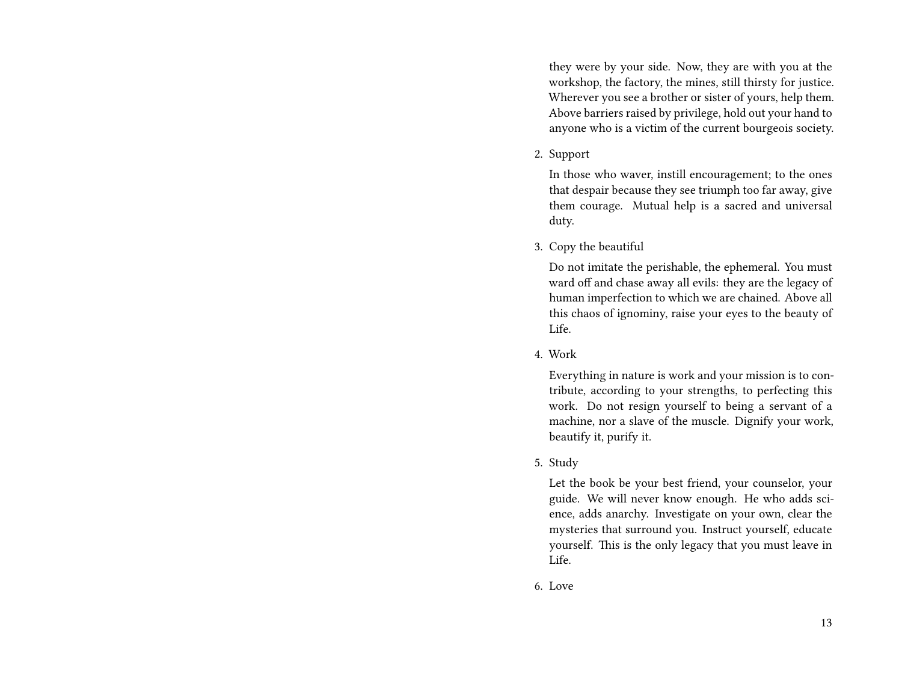they were by your side. Now, they are with you at the workshop, the factory, the mines, still thirsty for justice. Wherever you see a brother or sister of yours, help them. Above barriers raised by privilege, hold out your hand to anyone who is a victim of the current bourgeois society.

2. Support

   In those who waver, instill encouragement; to the ones that despair because they see triumph too far away, give them courage. Mutual help is a sacred and universal duty.

3. Copy the beautiful

   Do not imitate the perishable, the ephemeral. You must ward off and chase away all evils: they are the legacy of human imperfection to which we are chained. Above all this chaos of ignominy, raise your eyes to the beauty of Life.

4. Work

   Everything in nature is work and your mission is to contribute, according to your strengths, to perfecting this work. Do not resign yourself to being a servant of a machine, nor a slave of the muscle. Dignify your work, beautify it, purify it.

5. Study

   Let the book be your best friend, your counselor, your guide. We will never know enough. He who adds science, adds anarchy. Investigate on your own, clear the mysteries that surround you. Instruct yourself, educate yourself. This is the only legacy that you must leave in Life.

6. Love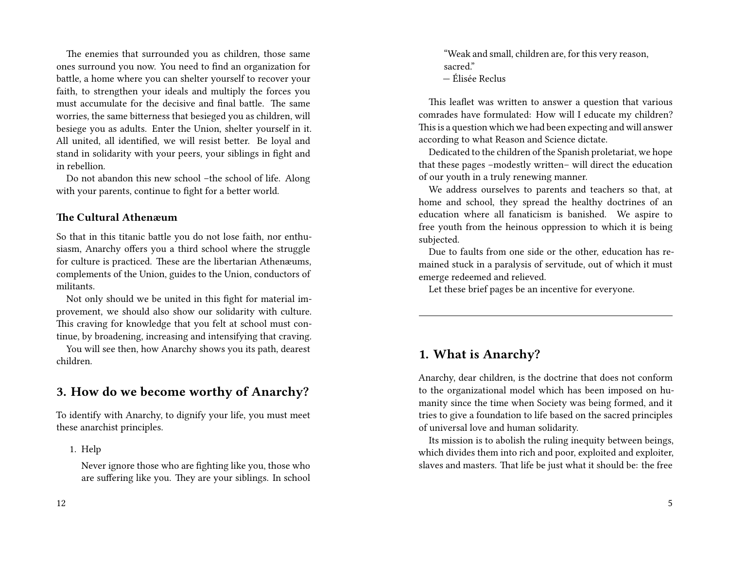The enemies that surrounded you as children, those same ones surround you now. You need to find an organization for battle, a home where you can shelter yourself to recover your faith, to strengthen your ideals and multiply the forces you must accumulate for the decisive and final battle. The same worries, the same bitterness that besieged you as children, will besiege you as adults. Enter the Union, shelter yourself in it. All united, all identified, we will resist better. Be loyal and stand in solidarity with your peers, your siblings in fight and in rebellion.

Do not abandon this new school –the school of life. Along with your parents, continue to fight for a better world.

### The Cultural Athenæum

So that in this titanic battle you do not lose faith, nor enthusiasm, Anarchy offers you a third school where the struggle for culture is practiced. These are the libertarian Athenæums, complements of the Union, guides to the Union, conductors of militants.

Not only should we be united in this fight for material improvement, we should also show our solidarity with culture. This craving for knowledge that you felt at school must continue, by broadening, increasing and intensifying that craving.

You will see then, how Anarchy shows you its path, dearest children.

## 3. How do we become worthy of Anarchy?

To identify with Anarchy, to dignify your life, you must meet these anarchist principles.

1. Help

   Never ignore those who are fighting like you, those who are suffering like you. They are your siblings. In school

> "Weak and small, children are, for this very reason, sacred."
> — Élisée Reclus

This leaflet was written to answer a question that various comrades have formulated: How will I educate my children? This is a question which we had been expecting and will answer according to what Reason and Science dictate.

Dedicated to the children of the Spanish proletariat, we hope that these pages –modestly written– will direct the education of our youth in a truly renewing manner.

We address ourselves to parents and teachers so that, at home and school, they spread the healthy doctrines of an education where all fanaticism is banished. We aspire to free youth from the heinous oppression to which it is being subjected.

Due to faults from one side or the other, education has remained stuck in a paralysis of servitude, out of which it must emerge redeemed and relieved.

Let these brief pages be an incentive for everyone.

---

## 1. What is Anarchy?

Anarchy, dear children, is the doctrine that does not conform to the organizational model which has been imposed on humanity since the time when Society was being formed, and it tries to give a foundation to life based on the sacred principles of universal love and human solidarity.

Its mission is to abolish the ruling inequity between beings, which divides them into rich and poor, exploited and exploiter, slaves and masters. That life be just what it should be: the free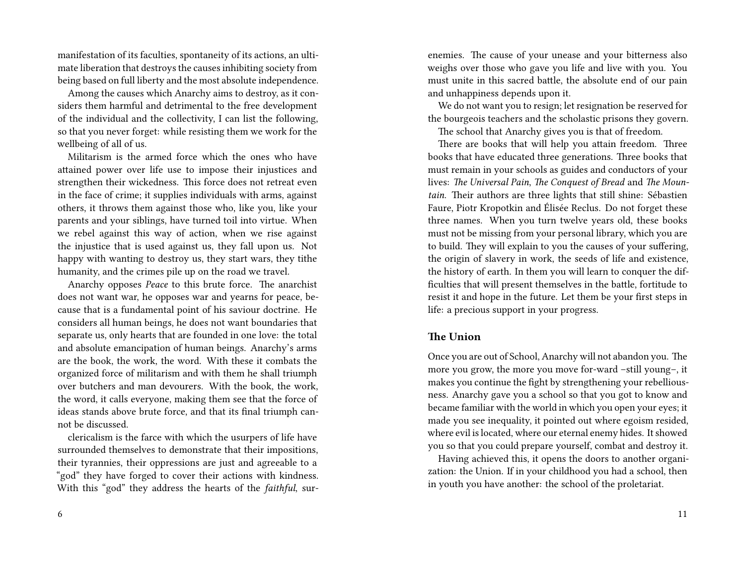manifestation of its faculties, spontaneity of its actions, an ultimate liberation that destroys the causes inhibiting society from being based on full liberty and the most absolute independence.

Among the causes which Anarchy aims to destroy, as it considers them harmful and detrimental to the free development of the individual and the collectivity, I can list the following, so that you never forget: while resisting them we work for the wellbeing of all of us.

Militarism is the armed force which the ones who have attained power over life use to impose their injustices and strengthen their wickedness. This force does not retreat even in the face of crime; it supplies individuals with arms, against others, it throws them against those who, like you, like your parents and your siblings, have turned toil into virtue. When we rebel against this way of action, when we rise against the injustice that is used against us, they fall upon us. Not happy with wanting to destroy us, they start wars, they tithe humanity, and the crimes pile up on the road we travel.

Anarchy opposes *Peace* to this brute force. The anarchist does not want war, he opposes war and yearns for peace, because that is a fundamental point of his saviour doctrine. He considers all human beings, he does not want boundaries that separate us, only hearts that are founded in one love: the total and absolute emancipation of human beings. Anarchy's arms are the book, the work, the word. With these it combats the organized force of militarism and with them he shall triumph over butchers and man devourers. With the book, the work, the word, it calls everyone, making them see that the force of ideas stands above brute force, and that its final triumph cannot be discussed.

clericalism is the farce with which the usurpers of life have surrounded themselves to demonstrate that their impositions, their tyrannies, their oppressions are just and agreeable to a "god" they have forged to cover their actions with kindness. With this "god" they address the hearts of the *faithful*, sur-

enemies. The cause of your unease and your bitterness also weighs over those who gave you life and live with you. You must unite in this sacred battle, the absolute end of our pain and unhappiness depends upon it.

We do not want you to resign; let resignation be reserved for the bourgeois teachers and the scholastic prisons they govern.

The school that Anarchy gives you is that of freedom.

There are books that will help you attain freedom. Three books that have educated three generations. Three books that must remain in your schools as guides and conductors of your lives: *The Universal Pain*, *The Conquest of Bread* and *The Mountain*. Their authors are three lights that still shine: Sébastien Faure, Piotr Kropotkin and Élisée Reclus. Do not forget these three names. When you turn twelve years old, these books must not be missing from your personal library, which you are to build. They will explain to you the causes of your suffering, the origin of slavery in work, the seeds of life and existence, the history of earth. In them you will learn to conquer the difficulties that will present themselves in the battle, fortitude to resist it and hope in the future. Let them be your first steps in life: a precious support in your progress.

### The Union

Once you are out of School, Anarchy will not abandon you. The more you grow, the more you move for-ward –still young–, it makes you continue the fight by strengthening your rebelliousness. Anarchy gave you a school so that you got to know and became familiar with the world in which you open your eyes; it made you see inequality, it pointed out where egoism resided, where evil is located, where our eternal enemy hides. It showed you so that you could prepare yourself, combat and destroy it.

Having achieved this, it opens the doors to another organization: the Union. If in your childhood you had a school, then in youth you have another: the school of the proletariat.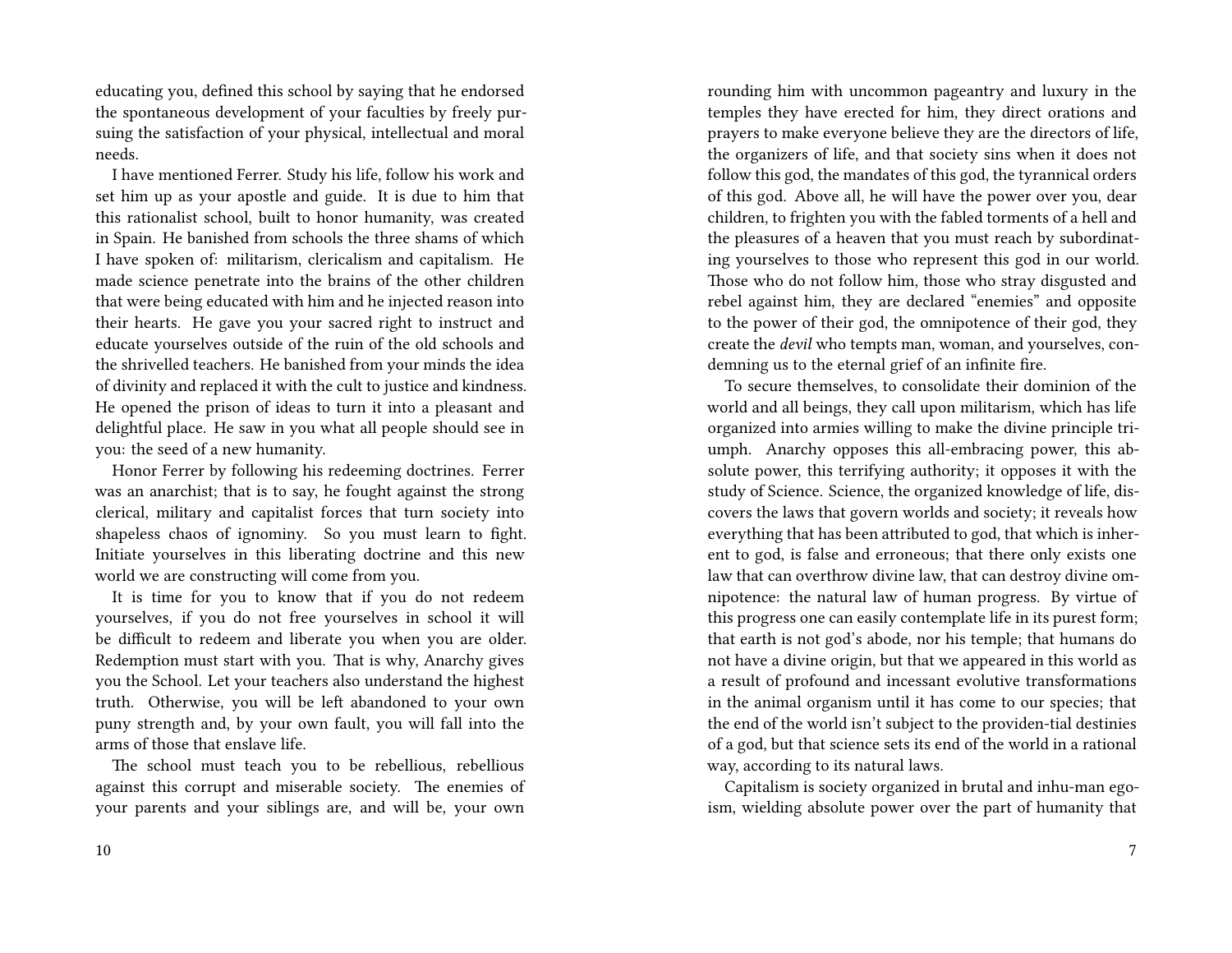educating you, defined this school by saying that he endorsed the spontaneous development of your faculties by freely pursuing the satisfaction of your physical, intellectual and moral needs.

I have mentioned Ferrer. Study his life, follow his work and set him up as your apostle and guide. It is due to him that this rationalist school, built to honor humanity, was created in Spain. He banished from schools the three shams of which I have spoken of: militarism, clericalism and capitalism. He made science penetrate into the brains of the other children that were being educated with him and he injected reason into their hearts. He gave you your sacred right to instruct and educate yourselves outside of the ruin of the old schools and the shrivelled teachers. He banished from your minds the idea of divinity and replaced it with the cult to justice and kindness. He opened the prison of ideas to turn it into a pleasant and delightful place. He saw in you what all people should see in you: the seed of a new humanity.

Honor Ferrer by following his redeeming doctrines. Ferrer was an anarchist; that is to say, he fought against the strong clerical, military and capitalist forces that turn society into shapeless chaos of ignominy. So you must learn to fight. Initiate yourselves in this liberating doctrine and this new world we are constructing will come from you.

It is time for you to know that if you do not redeem yourselves, if you do not free yourselves in school it will be difficult to redeem and liberate you when you are older. Redemption must start with you. That is why, Anarchy gives you the School. Let your teachers also understand the highest truth. Otherwise, you will be left abandoned to your own puny strength and, by your own fault, you will fall into the arms of those that enslave life.

The school must teach you to be rebellious, rebellious against this corrupt and miserable society. The enemies of your parents and your siblings are, and will be, your own

rounding him with uncommon pageantry and luxury in the temples they have erected for him, they direct orations and prayers to make everyone believe they are the directors of life, the organizers of life, and that society sins when it does not follow this god, the mandates of this god, the tyrannical orders of this god. Above all, he will have the power over you, dear children, to frighten you with the fabled torments of a hell and the pleasures of a heaven that you must reach by subordinating yourselves to those who represent this god in our world. Those who do not follow him, those who stray disgusted and rebel against him, they are declared "enemies" and opposite to the power of their god, the omnipotence of their god, they create the *devil* who tempts man, woman, and yourselves, condemning us to the eternal grief of an infinite fire.

To secure themselves, to consolidate their dominion of the world and all beings, they call upon militarism, which has life organized into armies willing to make the divine principle triumph. Anarchy opposes this all-embracing power, this absolute power, this terrifying authority; it opposes it with the study of Science. Science, the organized knowledge of life, discovers the laws that govern worlds and society; it reveals how everything that has been attributed to god, that which is inherent to god, is false and erroneous; that there only exists one law that can overthrow divine law, that can destroy divine omnipotence: the natural law of human progress. By virtue of this progress one can easily contemplate life in its purest form; that earth is not god's abode, nor his temple; that humans do not have a divine origin, but that we appeared in this world as a result of profound and incessant evolutive transformations in the animal organism until it has come to our species; that the end of the world isn't subject to the providen-tial destinies of a god, but that science sets its end of the world in a rational way, according to its natural laws.

Capitalism is society organized in brutal and inhu-man egoism, wielding absolute power over the part of humanity that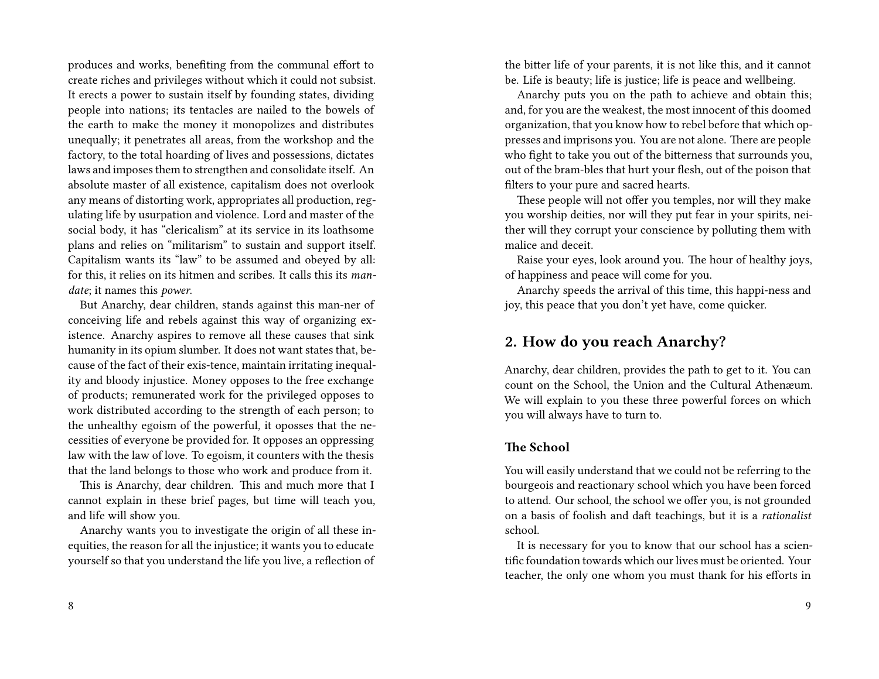produces and works, benefiting from the communal effort to create riches and privileges without which it could not subsist. It erects a power to sustain itself by founding states, dividing people into nations; its tentacles are nailed to the bowels of the earth to make the money it monopolizes and distributes unequally; it penetrates all areas, from the workshop and the factory, to the total hoarding of lives and possessions, dictates laws and imposes them to strengthen and consolidate itself. An absolute master of all existence, capitalism does not overlook any means of distorting work, appropriates all production, regulating life by usurpation and violence. Lord and master of the social body, it has "clericalism" at its service in its loathsome plans and relies on "militarism" to sustain and support itself. Capitalism wants its "law" to be assumed and obeyed by all: for this, it relies on its hitmen and scribes. It calls this its *mandate*; it names this *power*.

But Anarchy, dear children, stands against this man-ner of conceiving life and rebels against this way of organizing existence. Anarchy aspires to remove all these causes that sink humanity in its opium slumber. It does not want states that, because of the fact of their exis-tence, maintain irritating inequality and bloody injustice. Money opposes to the free exchange of products; remunerated work for the privileged opposes to work distributed according to the strength of each person; to the unhealthy egoism of the powerful, it oposses that the necessities of everyone be provided for. It opposes an oppressing law with the law of love. To egoism, it counters with the thesis that the land belongs to those who work and produce from it.

This is Anarchy, dear children. This and much more that I cannot explain in these brief pages, but time will teach you, and life will show you.

Anarchy wants you to investigate the origin of all these inequities, the reason for all the injustice; it wants you to educate yourself so that you understand the life you live, a reflection of the bitter life of your parents, it is not like this, and it cannot be. Life is beauty; life is justice; life is peace and wellbeing.

Anarchy puts you on the path to achieve and obtain this; and, for you are the weakest, the most innocent of this doomed organization, that you know how to rebel before that which oppresses and imprisons you. You are not alone. There are people who fight to take you out of the bitterness that surrounds you, out of the bram-bles that hurt your flesh, out of the poison that filters to your pure and sacred hearts.

These people will not offer you temples, nor will they make you worship deities, nor will they put fear in your spirits, neither will they corrupt your conscience by polluting them with malice and deceit.

Raise your eyes, look around you. The hour of healthy joys, of happiness and peace will come for you.

Anarchy speeds the arrival of this time, this happi-ness and joy, this peace that you don't yet have, come quicker.

## 2. How do you reach Anarchy?

Anarchy, dear children, provides the path to get to it. You can count on the School, the Union and the Cultural Athenæum. We will explain to you these three powerful forces on which you will always have to turn to.

### The School

You will easily understand that we could not be referring to the bourgeois and reactionary school which you have been forced to attend. Our school, the school we offer you, is not grounded on a basis of foolish and daft teachings, but it is a *rationalist* school.

It is necessary for you to know that our school has a scientific foundation towards which our lives must be oriented. Your teacher, the only one whom you must thank for his efforts in